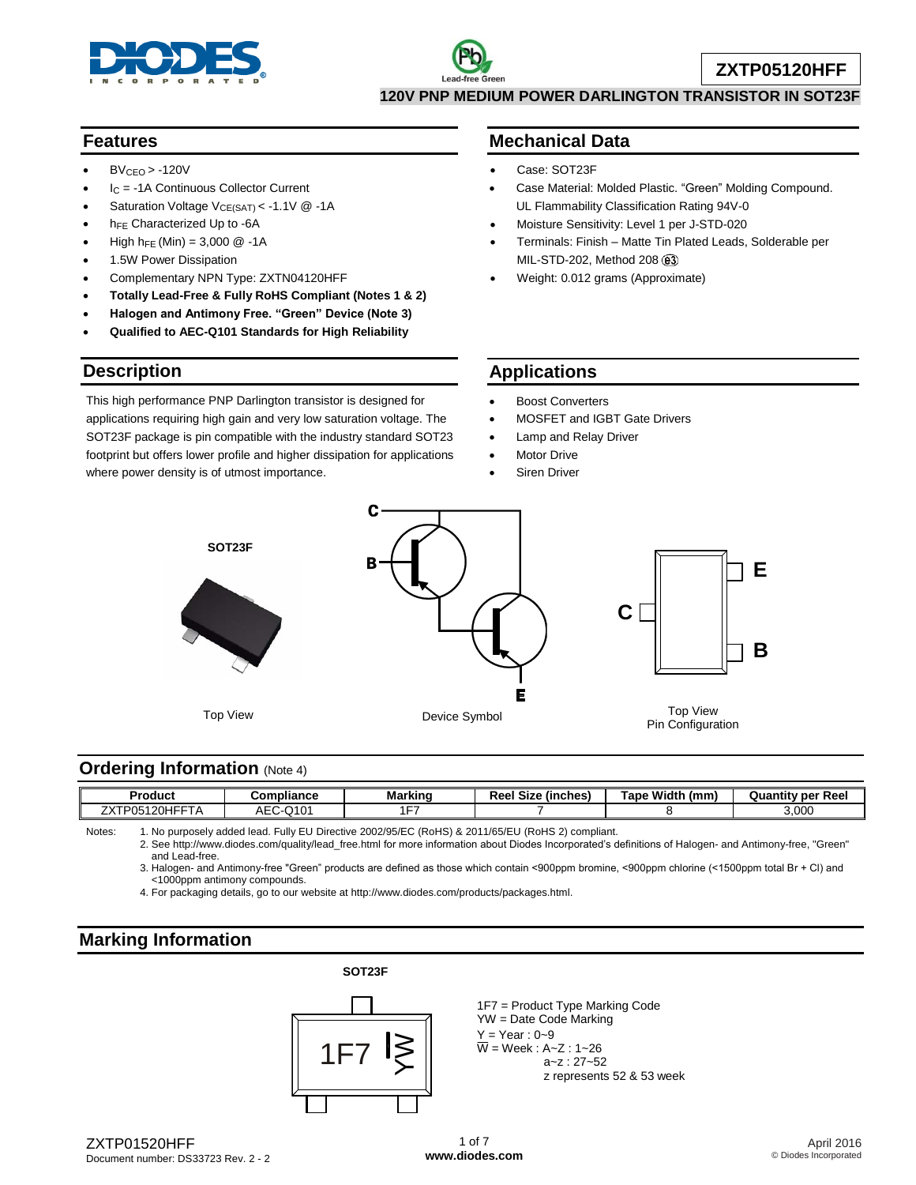# ZXTP05120HFF

## 120V PNP MEDIUM POWER DARLINGTON TRANSISTOR IN SOT23F

## Features

- $BV_{CEO}$ > -120V
- $I_C$ = -1A Continuous Collector Current
- Saturation Voltage $V_{CE(SAT)}$ < -1.1V @ -1A
- $h_{FE}$ Characterized Up to -6A
- High $h_{FE}$ (Min) = 3,000 @ -1A
- 1.5W Power Dissipation
- Complementary NPN Type: ZXTN04120HFF
- **Totally Lead-Free & Fully RoHS Compliant (Notes 1 & 2)**
- **Halogen and Antimony Free. "Green" Device (Note 3)**
- **Qualified to AEC-Q101 Standards for High Reliability**

## Mechanical Data

- Case: SOT23F
- Case Material: Molded Plastic. "Green" Molding Compound. UL Flammability Classification Rating 94V-0
- Moisture Sensitivity: Level 1 per J-STD-020
- Terminals: Finish – Matte Tin Plated Leads, Solderable per MIL-STD-202, Method 208 (e3)
- Weight: 0.012 grams (Approximate)

## Description

This high performance PNP Darlington transistor is designed for applications requiring high gain and very low saturation voltage. The SOT23F package is pin compatible with the industry standard SOT23 footprint but offers lower profile and higher dissipation for applications where power density is of utmost importance.

## Applications

- Boost Converters
- MOSFET and IGBT Gate Drivers
- Lamp and Relay Driver
- Motor Drive
- Siren Driver

SOT23F

Top View

Device Symbol

Top View
Pin Configuration

## Ordering Information (Note 4)

| Product | Compliance | Marking | Reel Size (inches) | Tape Width (mm) | Quantity per Reel |
|---|---|---|---|---|---|
| ZXTP05120HFFTA | AEC-Q101 | 1F7 | 7 | 8 | 3,000 |

Notes:
1. No purposely added lead. Fully EU Directive 2002/95/EC (RoHS) & 2011/65/EU (RoHS 2) compliant.
2. See http://www.diodes.com/quality/lead_free.html for more information about Diodes Incorporated's definitions of Halogen- and Antimony-free, "Green" and Lead-free.
3. Halogen- and Antimony-free "Green" products are defined as those which contain <900ppm bromine, <900ppm chlorine (<1500ppm total Br + Cl) and <1000ppm antimony compounds.
4. For packaging details, go to our website at http://www.diodes.com/products/packages.html.

## Marking Information

SOT23F

1F7 = Product Type Marking Code
YW = Date Code Marking
Y = Year : 0~9
W = Week : A~Z : 1~26
a~z : 27~52
z represents 52 & 53 week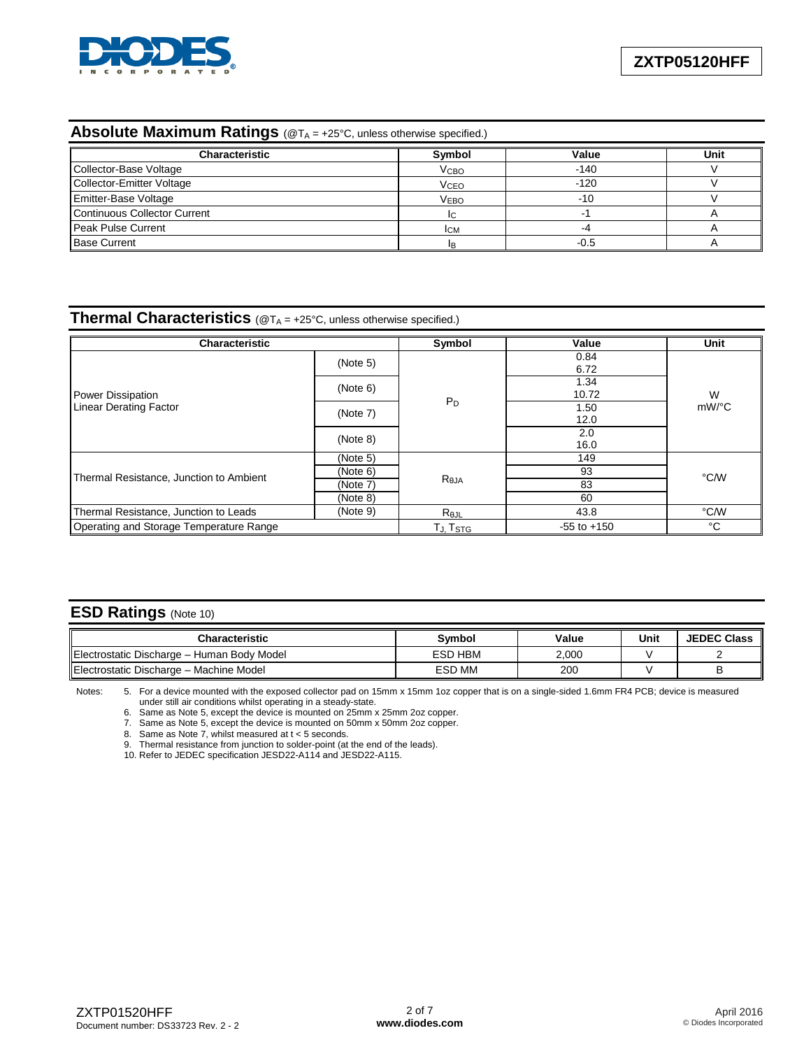## Absolute Maximum Ratings (@$T_A$ = +25°C, unless otherwise specified.)

| Characteristic | Symbol | Value | Unit |
|---|---|---|---|
| Collector-Base Voltage | $V_{CBO}$ | -140 | V |
| Collector-Emitter Voltage | $V_{CEO}$ | -120 | V |
| Emitter-Base Voltage | $V_{EBO}$ | -10 | V |
| Continuous Collector Current | $I_C$ | -1 | A |
| Peak Pulse Current | $I_{CM}$ | -4 | A |
| Base Current | $I_B$ | -0.5 | A |

## Thermal Characteristics (@$T_A$ = +25°C, unless otherwise specified.)

| Characteristic | | Symbol | Value | Unit |
|---|---|---|---|---|
| Power Dissipation<br>Linear Derating Factor | (Note 5) | $P_D$ | 0.84<br>6.72 | W<br>mW/°C |
| | (Note 6) | | 1.34<br>10.72 | |
| | (Note 7) | | 1.50<br>12.0 | |
| | (Note 8) | | 2.0<br>16.0 | |
| Thermal Resistance, Junction to Ambient | (Note 5) | $R_{\theta JA}$ | 149 | °C/W |
| | (Note 6) | | 93 | |
| | (Note 7) | | 83 | |
| | (Note 8) | | 60 | |
| Thermal Resistance, Junction to Leads | (Note 9) | $R_{\theta JL}$ | 43.8 | °C/W |
| Operating and Storage Temperature Range | | $T_J, T_{STG}$ | -55 to +150 | °C |

## ESD Ratings (Note 10)

| Characteristic | Symbol | Value | Unit | JEDEC Class |
|---|---|---|---|---|
| Electrostatic Discharge – Human Body Model | ESD HBM | 2,000 | V | 2 |
| Electrostatic Discharge – Machine Model | ESD MM | 200 | V | B |

Notes:
5. For a device mounted with the exposed collector pad on 15mm x 15mm 1oz copper that is on a single-sided 1.6mm FR4 PCB; device is measured under still air conditions whilst operating in a steady-state.
6. Same as Note 5, except the device is mounted on 25mm x 25mm 2oz copper.
7. Same as Note 5, except the device is mounted on 50mm x 50mm 2oz copper.
8. Same as Note 7, whilst measured at t < 5 seconds.
9. Thermal resistance from junction to solder-point (at the end of the leads).
10. Refer to JEDEC specification JESD22-A114 and JESD22-A115.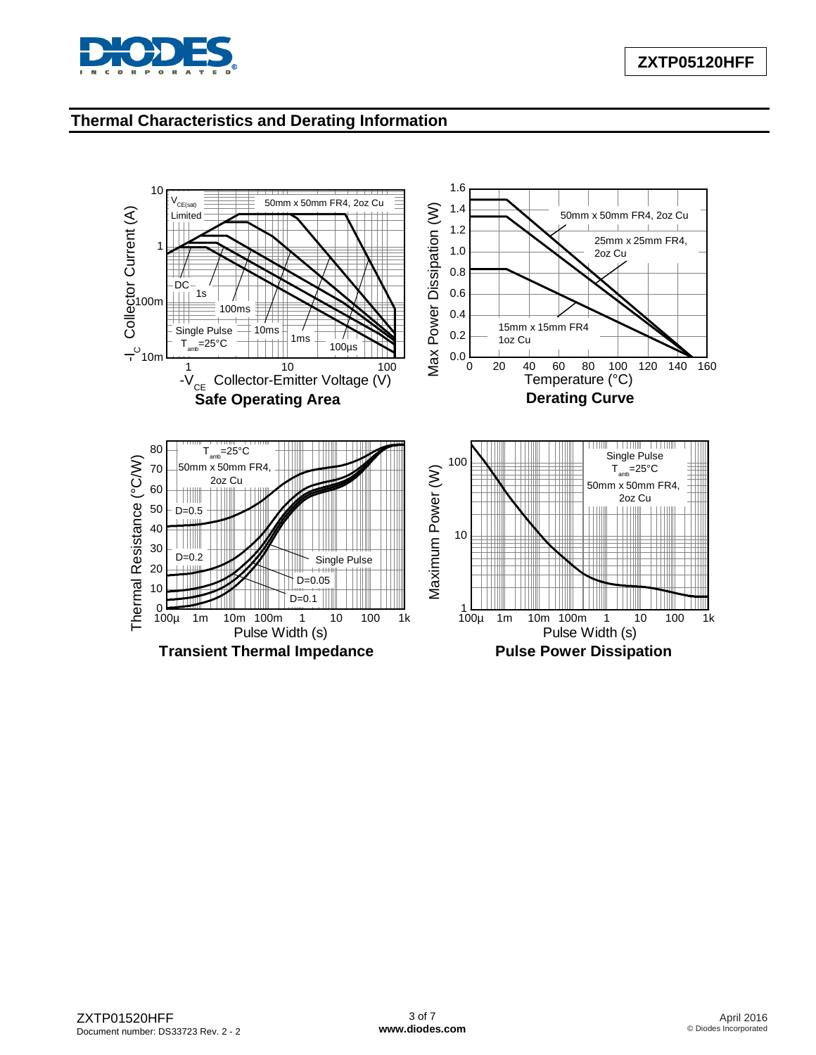## Thermal Characteristics and Derating Information

**Safe Operating Area**

**Derating Curve**

**Transient Thermal Impedance**

**Pulse Power Dissipation**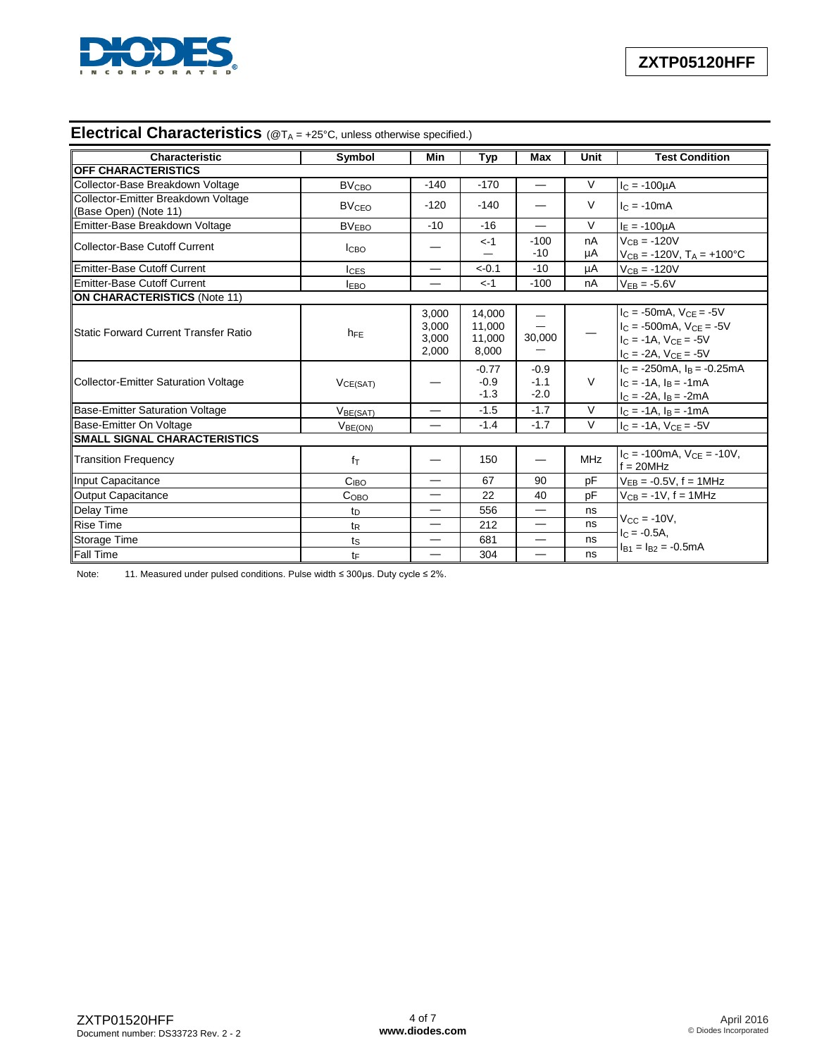## Electrical Characteristics (@$T_A$ = +25°C, unless otherwise specified.)

| Characteristic | Symbol | Min | Typ | Max | Unit | Test Condition |
|---|---|---|---|---|---|---|
| **OFF CHARACTERISTICS** | | | | | | |
| Collector-Base Breakdown Voltage | $BV_{CBO}$ | -140 | -170 | — | V | $I_C$ = -100µA |
| Collector-Emitter Breakdown Voltage (Base Open) (Note 11) | $BV_{CEO}$ | -120 | -140 | — | V | $I_C$ = -10mA |
| Emitter-Base Breakdown Voltage | $BV_{EBO}$ | -10 | -16 | — | V | $I_E$ = -100µA |
| Collector-Base Cutoff Current | $I_{CBO}$ | — | <-1<br>— | -100<br>-10 | nA<br>µA | $V_{CB}$ = -120V<br>$V_{CB}$ = -120V, $T_A$ = +100°C |
| Emitter-Base Cutoff Current | $I_{CES}$ | — | <-0.1 | -10 | µA | $V_{CB}$ = -120V |
| Emitter-Base Cutoff Current | $I_{EBO}$ | — | <-1 | -100 | nA | $V_{EB}$ = -5.6V |
| **ON CHARACTERISTICS** (Note 11) | | | | | | |
| Static Forward Current Transfer Ratio | $h_{FE}$ | 3,000<br>3,000<br>3,000<br>2,000 | 14,000<br>11,000<br>11,000<br>8,000 | —<br>—<br>30,000<br>— | — | $I_C$ = -50mA, $V_{CE}$ = -5V<br>$I_C$ = -500mA, $V_{CE}$ = -5V<br>$I_C$ = -1A, $V_{CE}$ = -5V<br>$I_C$ = -2A, $V_{CE}$ = -5V |
| Collector-Emitter Saturation Voltage | $V_{CE(SAT)}$ | — | -0.77<br>-0.9<br>-1.3 | -0.9<br>-1.1<br>-2.0 | V | $I_C$ = -250mA, $I_B$ = -0.25mA<br>$I_C$ = -1A, $I_B$ = -1mA<br>$I_C$ = -2A, $I_B$ = -2mA |
| Base-Emitter Saturation Voltage | $V_{BE(SAT)}$ | — | -1.5 | -1.7 | V | $I_C$ = -1A, $I_B$ = -1mA |
| Base-Emitter On Voltage | $V_{BE(ON)}$ | — | -1.4 | -1.7 | V | $I_C$ = -1A, $V_{CE}$ = -5V |
| **SMALL SIGNAL CHARACTERISTICS** | | | | | | |
| Transition Frequency | $f_T$ | — | 150 | — | MHz | $I_C$ = -100mA, $V_{CE}$ = -10V, f = 20MHz |
| Input Capacitance | $C_{IBO}$ | — | 67 | 90 | pF | $V_{EB}$ = -0.5V, f = 1MHz |
| Output Capacitance | $C_{OBO}$ | — | 22 | 40 | pF | $V_{CB}$ = -1V, f = 1MHz |
| Delay Time | $t_D$ | — | 556 | — | ns | $V_{CC}$ = -10V,<br>$I_C$ = -0.5A,<br>$I_{B1}$ = $I_{B2}$ = -0.5mA |
| Rise Time | $t_R$ | — | 212 | — | ns | |
| Storage Time | $t_S$ | — | 681 | — | ns | |
| Fall Time | $t_F$ | — | 304 | — | ns | |

Note: 11. Measured under pulsed conditions. Pulse width ≤ 300µs. Duty cycle ≤ 2%.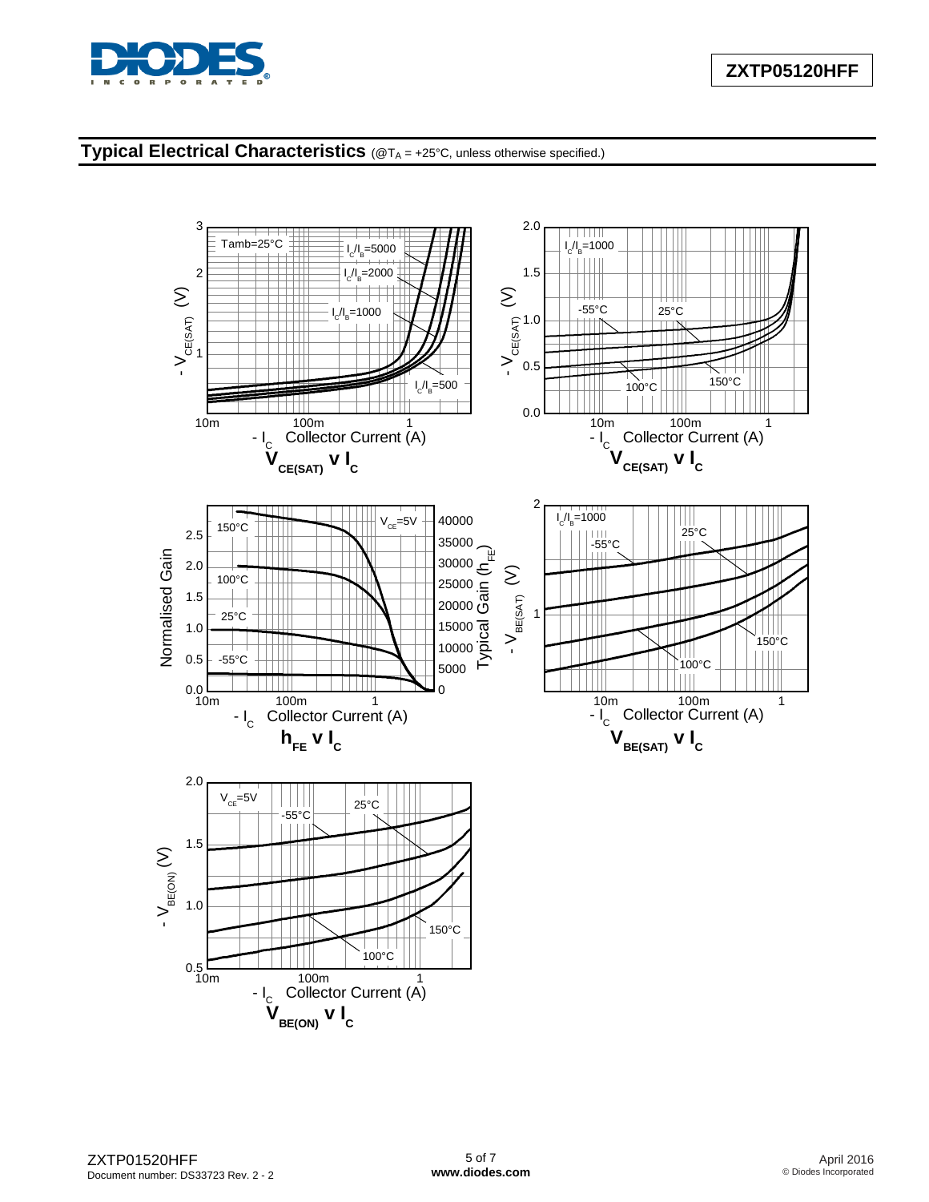## Typical Electrical Characteristics (@$T_A$ = +25°C, unless otherwise specified.)

$V_{CE(SAT)}$ v $I_C$

$V_{CE(SAT)}$ v $I_C$

$h_{FE}$ v $I_C$

$V_{BE(SAT)}$ v $I_C$

$V_{BE(ON)}$ v $I_C$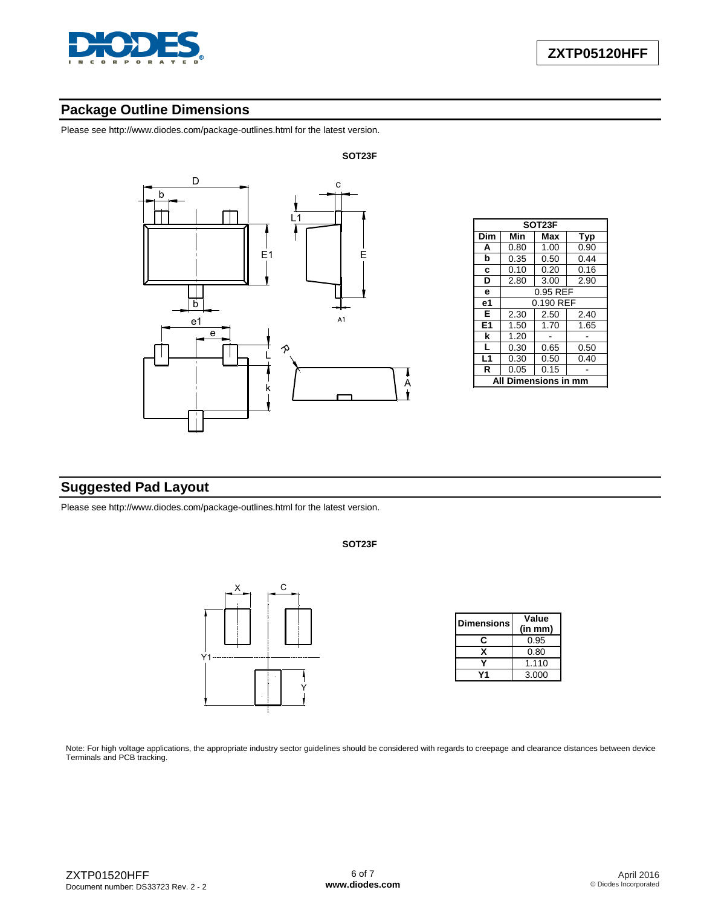## Package Outline Dimensions

Please see http://www.diodes.com/package-outlines.html for the latest version.

**SOT23F**

| SOT23F | | | |
|---|---|---|---|
| **Dim** | **Min** | **Max** | **Typ** |
| **A** | 0.80 | 1.00 | 0.90 |
| **b** | 0.35 | 0.50 | 0.44 |
| **c** | 0.10 | 0.20 | 0.16 |
| **D** | 2.80 | 3.00 | 2.90 |
| **e** | 0.95 REF | | |
| **e1** | 0.190 REF | | |
| **E** | 2.30 | 2.50 | 2.40 |
| **E1** | 1.50 | 1.70 | 1.65 |
| **k** | 1.20 | - | - |
| **L** | 0.30 | 0.65 | 0.50 |
| **L1** | 0.30 | 0.50 | 0.40 |
| **R** | 0.05 | 0.15 | - |
| **All Dimensions in mm** | | | |

## Suggested Pad Layout

Please see http://www.diodes.com/package-outlines.html for the latest version.

**SOT23F**

| Dimensions | Value (in mm) |
|---|---|
| **C** | 0.95 |
| **X** | 0.80 |
| **Y** | 1.110 |
| **Y1** | 3.000 |

Note: For high voltage applications, the appropriate industry sector guidelines should be considered with regards to creepage and clearance distances between device Terminals and PCB tracking.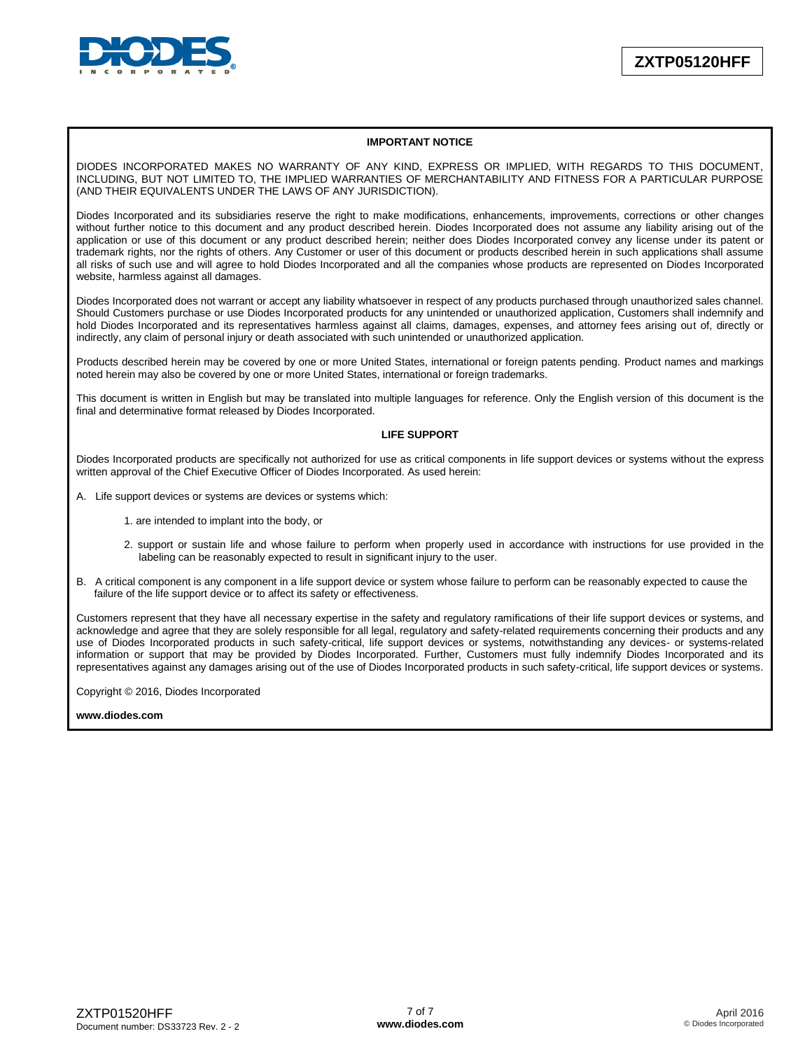## IMPORTANT NOTICE

DIODES INCORPORATED MAKES NO WARRANTY OF ANY KIND, EXPRESS OR IMPLIED, WITH REGARDS TO THIS DOCUMENT, INCLUDING, BUT NOT LIMITED TO, THE IMPLIED WARRANTIES OF MERCHANTABILITY AND FITNESS FOR A PARTICULAR PURPOSE (AND THEIR EQUIVALENTS UNDER THE LAWS OF ANY JURISDICTION).

Diodes Incorporated and its subsidiaries reserve the right to make modifications, enhancements, improvements, corrections or other changes without further notice to this document and any product described herein. Diodes Incorporated does not assume any liability arising out of the application or use of this document or any product described herein; neither does Diodes Incorporated convey any license under its patent or trademark rights, nor the rights of others. Any Customer or user of this document or products described herein in such applications shall assume all risks of such use and will agree to hold Diodes Incorporated and all the companies whose products are represented on Diodes Incorporated website, harmless against all damages.

Diodes Incorporated does not warrant or accept any liability whatsoever in respect of any products purchased through unauthorized sales channel. Should Customers purchase or use Diodes Incorporated products for any unintended or unauthorized application, Customers shall indemnify and hold Diodes Incorporated and its representatives harmless against all claims, damages, expenses, and attorney fees arising out of, directly or indirectly, any claim of personal injury or death associated with such unintended or unauthorized application.

Products described herein may be covered by one or more United States, international or foreign patents pending. Product names and markings noted herein may also be covered by one or more United States, international or foreign trademarks.

This document is written in English but may be translated into multiple languages for reference. Only the English version of this document is the final and determinative format released by Diodes Incorporated.

## LIFE SUPPORT

Diodes Incorporated products are specifically not authorized for use as critical components in life support devices or systems without the express written approval of the Chief Executive Officer of Diodes Incorporated. As used herein:

A. Life support devices or systems are devices or systems which:

1. are intended to implant into the body, or
2. support or sustain life and whose failure to perform when properly used in accordance with instructions for use provided in the labeling can be reasonably expected to result in significant injury to the user.

B. A critical component is any component in a life support device or system whose failure to perform can be reasonably expected to cause the failure of the life support device or to affect its safety or effectiveness.

Customers represent that they have all necessary expertise in the safety and regulatory ramifications of their life support devices or systems, and acknowledge and agree that they are solely responsible for all legal, regulatory and safety-related requirements concerning their products and any use of Diodes Incorporated products in such safety-critical, life support devices or systems, notwithstanding any devices- or systems-related information or support that may be provided by Diodes Incorporated. Further, Customers must fully indemnify Diodes Incorporated and its representatives against any damages arising out of the use of Diodes Incorporated products in such safety-critical, life support devices or systems.

Copyright © 2016, Diodes Incorporated

**www.diodes.com**